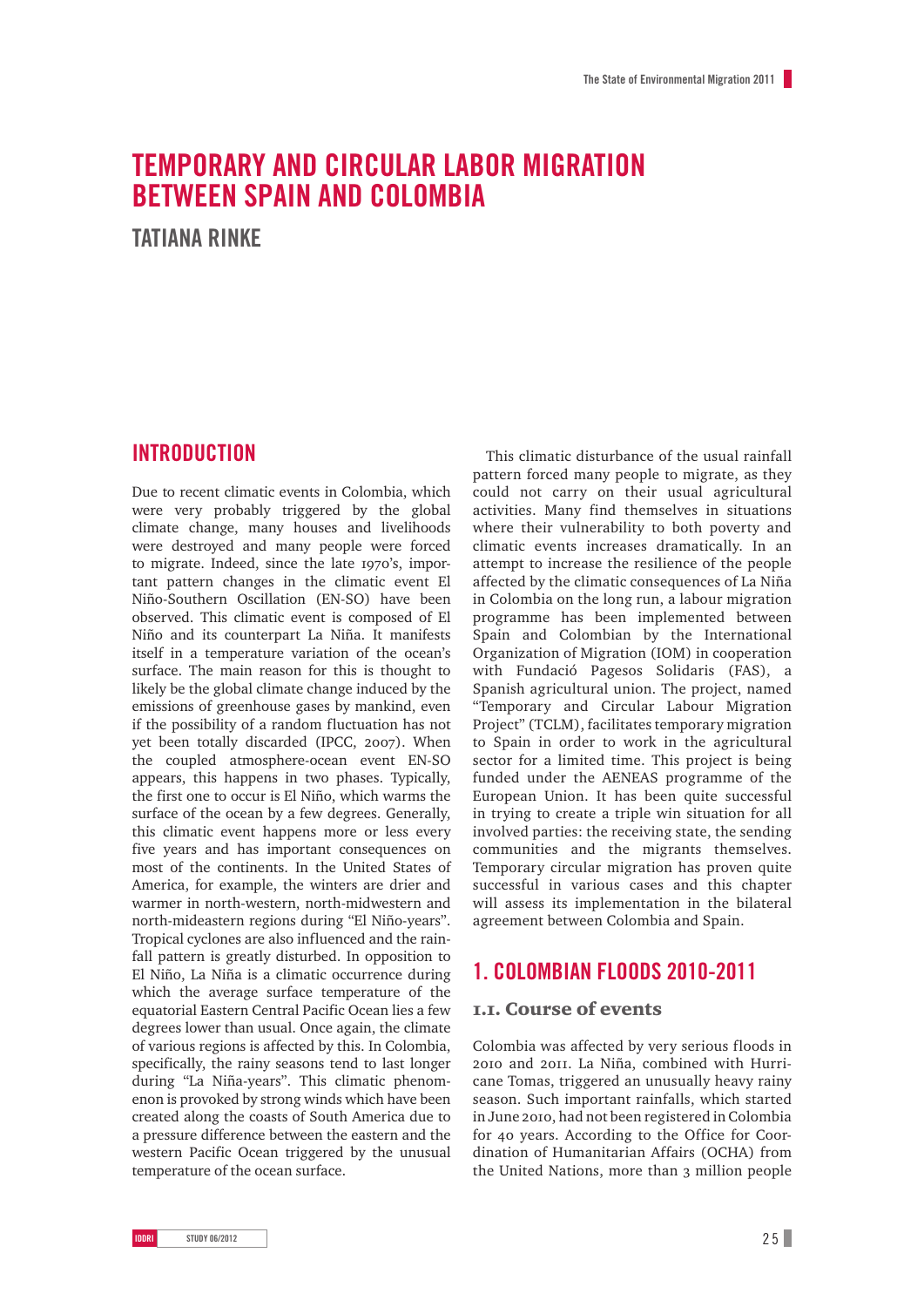# TEMPORARY AND CIRCULAR LABOR MIGRATION BETWEEN SPAIN AND COLOMBIA

## TATIANA RINKE

## INTRODUCTION

Due to recent climatic events in Colombia, which were very probably triggered by the global climate change, many houses and livelihoods were destroyed and many people were forced to migrate. Indeed, since the late 1970's, important pattern changes in the climatic event El Niño-Southern Oscillation (EN-SO) have been observed. This climatic event is composed of El Niño and its counterpart La Niña. It manifests itself in a temperature variation of the ocean's surface. The main reason for this is thought to likely be the global climate change induced by the emissions of greenhouse gases by mankind, even if the possibility of a random fluctuation has not yet been totally discarded (IPCC, 2007). When the coupled atmosphere-ocean event EN-SO appears, this happens in two phases. Typically, the first one to occur is El Niño, which warms the surface of the ocean by a few degrees. Generally, this climatic event happens more or less every five years and has important consequences on most of the continents. In the United States of America, for example, the winters are drier and warmer in north-western, north-midwestern and north-mideastern regions during "El Niño-years". Tropical cyclones are also influenced and the rainfall pattern is greatly disturbed. In opposition to El Niño, La Niña is a climatic occurrence during which the average surface temperature of the equatorial Eastern Central Pacific Ocean lies a few degrees lower than usual. Once again, the climate of various regions is affected by this. In Colombia, specifically, the rainy seasons tend to last longer during "La Niña-years". This climatic phenomenon is provoked by strong winds which have been created along the coasts of South America due to a pressure difference between the eastern and the western Pacific Ocean triggered by the unusual temperature of the ocean surface.

This climatic disturbance of the usual rainfall pattern forced many people to migrate, as they could not carry on their usual agricultural activities. Many find themselves in situations where their vulnerability to both poverty and climatic events increases dramatically. In an attempt to increase the resilience of the people affected by the climatic consequences of La Niña in Colombia on the long run, a labour migration programme has been implemented between Spain and Colombian by the International Organization of Migration (IOM) in cooperation with Fundació Pagesos Solidaris (FAS), a Spanish agricultural union. The project, named "Temporary and Circular Labour Migration Project" (TCLM), facilitates temporary migration to Spain in order to work in the agricultural sector for a limited time. This project is being funded under the AENEAS programme of the European Union. It has been quite successful in trying to create a triple win situation for all involved parties: the receiving state, the sending communities and the migrants themselves. Temporary circular migration has proven quite successful in various cases and this chapter will assess its implementation in the bilateral agreement between Colombia and Spain.

## 1. COLOMBIAN FLOODS 2010-2011

### 1.1. Course of events

Colombia was affected by very serious floods in 2010 and 2011. La Niña, combined with Hurricane Tomas, triggered an unusually heavy rainy season. Such important rainfalls, which started in June 2010, had not been registered in Colombia for 40 years. According to the Office for Coordination of Humanitarian Affairs (OCHA) from the United Nations, more than 3 million people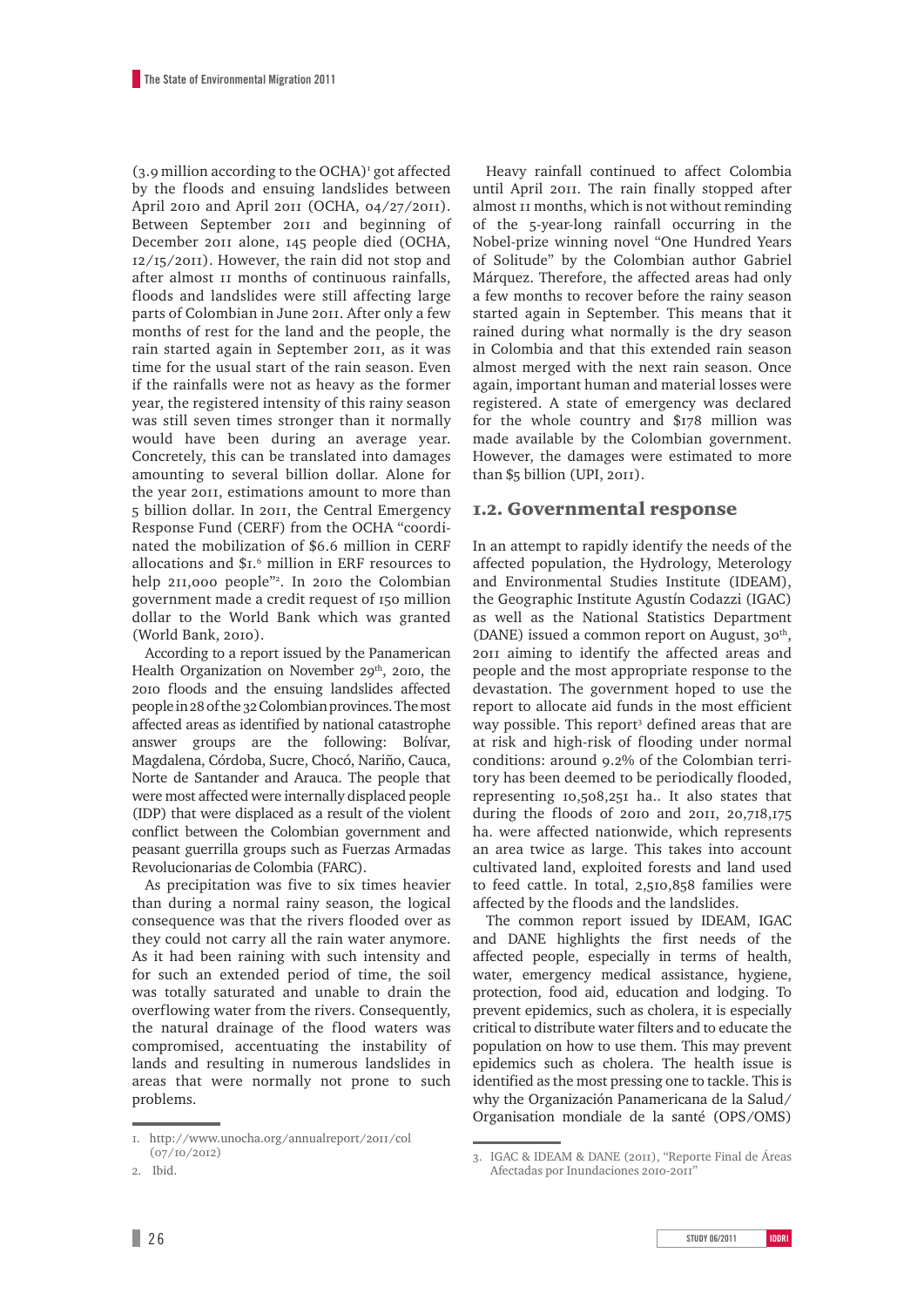(3.9 million according to the OCHA)[1] got affected by the floods and ensuing landslides between April 2010 and April 2011 (OCHA, 04/27/2011). Between September 2011 and beginning of December 2011 alone, 145 people died (OCHA, 12/15/2011). However, the rain did not stop and after almost 11 months of continuous rainfalls, floods and landslides were still affecting large parts of Colombian in June 2011. After only a few months of rest for the land and the people, the rain started again in September 2011, as it was time for the usual start of the rain season. Even if the rainfalls were not as heavy as the former year, the registered intensity of this rainy season was still seven times stronger than it normally would have been during an average year. Concretely, this can be translated into damages amounting to several billion dollar. Alone for the year 2011, estimations amount to more than 5 billion dollar. In 2011, the Central Emergency Response Fund (CERF) from the OCHA "coordinated the mobilization of $6.6 million in CERF allocations and $1.6 million in ERF resources to help 211,000 people"[2]. In 2010 the Colombian government made a credit request of 150 million dollar to the World Bank which was granted (World Bank, 2010).

According to a report issued by the Panamerican Health Organization on November 29th, 2010, the 2010 floods and the ensuing landslides affected people in 28 of the 32 Colombian provinces. The most affected areas as identified by national catastrophe answer groups are the following: Bolívar, Magdalena, Córdoba, Sucre, Chocó, Nariño, Cauca, Norte de Santander and Arauca. The people that were most affected were internally displaced people (IDP) that were displaced as a result of the violent conflict between the Colombian government and peasant guerrilla groups such as Fuerzas Armadas Revolucionarias de Colombia (FARC).

As precipitation was five to six times heavier than during a normal rainy season, the logical consequence was that the rivers flooded over as they could not carry all the rain water anymore. As it had been raining with such intensity and for such an extended period of time, the soil was totally saturated and unable to drain the overflowing water from the rivers. Consequently, the natural drainage of the flood waters was compromised, accentuating the instability of lands and resulting in numerous landslides in areas that were normally not prone to such problems.

Heavy rainfall continued to affect Colombia until April 2011. The rain finally stopped after almost 11 months, which is not without reminding of the 5-year-long rainfall occurring in the Nobel-prize winning novel "One Hundred Years of Solitude" by the Colombian author Gabriel Márquez. Therefore, the affected areas had only a few months to recover before the rainy season started again in September. This means that it rained during what normally is the dry season in Colombia and that this extended rain season almost merged with the next rain season. Once again, important human and material losses were registered. A state of emergency was declared for the whole country and $178 million was made available by the Colombian government. However, the damages were estimated to more than $5 billion (UPI, 2011).

## 1.2. Governmental response

In an attempt to rapidly identify the needs of the affected population, the Hydrology, Meterology and Environmental Studies Institute (IDEAM), the Geographic Institute Agustín Codazzi (IGAC) as well as the National Statistics Department (DANE) issued a common report on August, 30th, 2011 aiming to identify the affected areas and people and the most appropriate response to the devastation. The government hoped to use the report to allocate aid funds in the most efficient way possible. This report[3] defined areas that are at risk and high-risk of flooding under normal conditions: around 9.2% of the Colombian territory has been deemed to be periodically flooded, representing 10,508,251 ha.. It also states that during the floods of 2010 and 2011, 20,718,175 ha. were affected nationwide, which represents an area twice as large. This takes into account cultivated land, exploited forests and land used to feed cattle. In total, 2,510,858 families were affected by the floods and the landslides.

The common report issued by IDEAM, IGAC and DANE highlights the first needs of the affected people, especially in terms of health, water, emergency medical assistance, hygiene, protection, food aid, education and lodging. To prevent epidemics, such as cholera, it is especially critical to distribute water filters and to educate the population on how to use them. This may prevent epidemics such as cholera. The health issue is identified as the most pressing one to tackle. This is why the Organización Panamericana de la Salud/Organisation mondiale de la santé (OPS/OMS)

1. http://www.unocha.org/annualreport/2011/col (07/10/2012)
2. Ibid.
3. IGAC & IDEAM & DANE (2011), "Reporte Final de Áreas Afectadas por Inundaciones 2010-2011"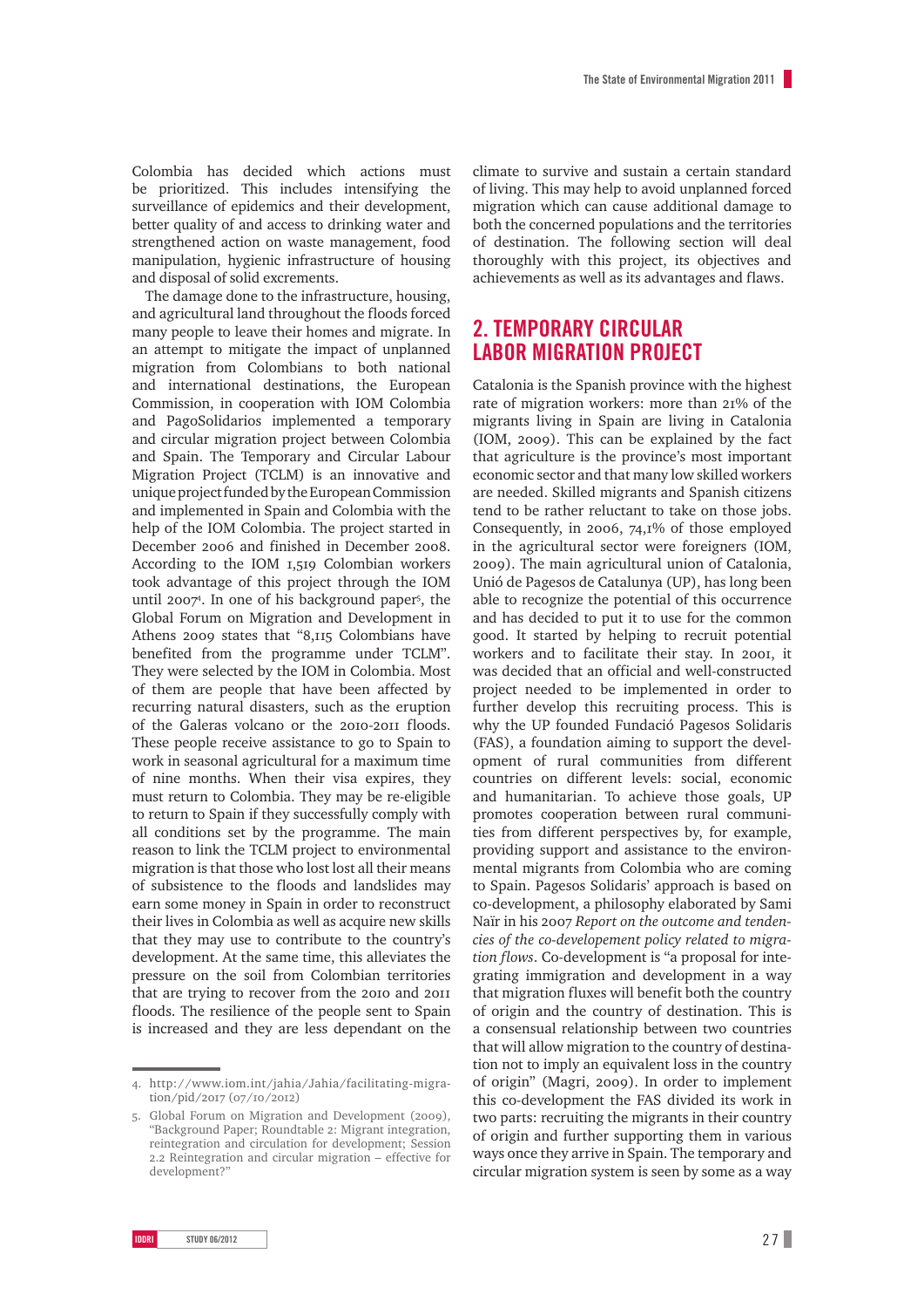Colombia has decided which actions must be prioritized. This includes intensifying the surveillance of epidemics and their development, better quality of and access to drinking water and strengthened action on waste management, food manipulation, hygienic infrastructure of housing and disposal of solid excrements.

The damage done to the infrastructure, housing, and agricultural land throughout the floods forced many people to leave their homes and migrate. In an attempt to mitigate the impact of unplanned migration from Colombians to both national and international destinations, the European Commission, in cooperation with IOM Colombia and PagoSolidarios implemented a temporary and circular migration project between Colombia and Spain. The Temporary and Circular Labour Migration Project (TCLM) is an innovative and unique project funded by the European Commission and implemented in Spain and Colombia with the help of the IOM Colombia. The project started in December 2006 and finished in December 2008. According to the IOM 1,519 Colombian workers took advantage of this project through the IOM until 2007[4]. In one of his background paper[5], the Global Forum on Migration and Development in Athens 2009 states that "8,115 Colombians have benefited from the programme under TCLM". They were selected by the IOM in Colombia. Most of them are people that have been affected by recurring natural disasters, such as the eruption of the Galeras volcano or the 2010-2011 floods. These people receive assistance to go to Spain to work in seasonal agricultural for a maximum time of nine months. When their visa expires, they must return to Colombia. They may be re-eligible to return to Spain if they successfully comply with all conditions set by the programme. The main reason to link the TCLM project to environmental migration is that those who lost lost all their means of subsistence to the floods and landslides may earn some money in Spain in order to reconstruct their lives in Colombia as well as acquire new skills that they may use to contribute to the country's development. At the same time, this alleviates the pressure on the soil from Colombian territories that are trying to recover from the 2010 and 2011 floods. The resilience of the people sent to Spain is increased and they are less dependant on the climate to survive and sustain a certain standard of living. This may help to avoid unplanned forced migration which can cause additional damage to both the concerned populations and the territories of destination. The following section will deal thoroughly with this project, its objectives and achievements as well as its advantages and flaws.

## 2. TEMPORARY CIRCULAR LABOR MIGRATION PROJECT

Catalonia is the Spanish province with the highest rate of migration workers: more than 21% of the migrants living in Spain are living in Catalonia (IOM, 2009). This can be explained by the fact that agriculture is the province's most important economic sector and that many low skilled workers are needed. Skilled migrants and Spanish citizens tend to be rather reluctant to take on those jobs. Consequently, in 2006, 74,1% of those employed in the agricultural sector were foreigners (IOM, 2009). The main agricultural union of Catalonia, Unió de Pagesos de Catalunya (UP), has long been able to recognize the potential of this occurrence and has decided to put it to use for the common good. It started by helping to recruit potential workers and to facilitate their stay. In 2001, it was decided that an official and well-constructed project needed to be implemented in order to further develop this recruiting process. This is why the UP founded Fundació Pagesos Solidaris (FAS), a foundation aiming to support the development of rural communities from different countries on different levels: social, economic and humanitarian. To achieve those goals, UP promotes cooperation between rural communities from different perspectives by, for example, providing support and assistance to the environmental migrants from Colombia who are coming to Spain. Pagesos Solidaris' approach is based on co-development, a philosophy elaborated by Sami Naïr in his 2007 *Report on the outcome and tendencies of the co-developement policy related to migration flows*. Co-development is "a proposal for integrating immigration and development in a way that migration fluxes will benefit both the country of origin and the country of destination. This is a consensual relationship between two countries that will allow migration to the country of destination not to imply an equivalent loss in the country of origin" (Magri, 2009). In order to implement this co-development the FAS divided its work in two parts: recruiting the migrants in their country of origin and further supporting them in various ways once they arrive in Spain. The temporary and circular migration system is seen by some as a way

---

4. http://www.iom.int/jahia/Jahia/facilitating-migration/pid/2017 (07/10/2012)

5. Global Forum on Migration and Development (2009), "Background Paper; Roundtable 2: Migrant integration, reintegration and circulation for development; Session 2.2 Reintegration and circular migration – effective for development?"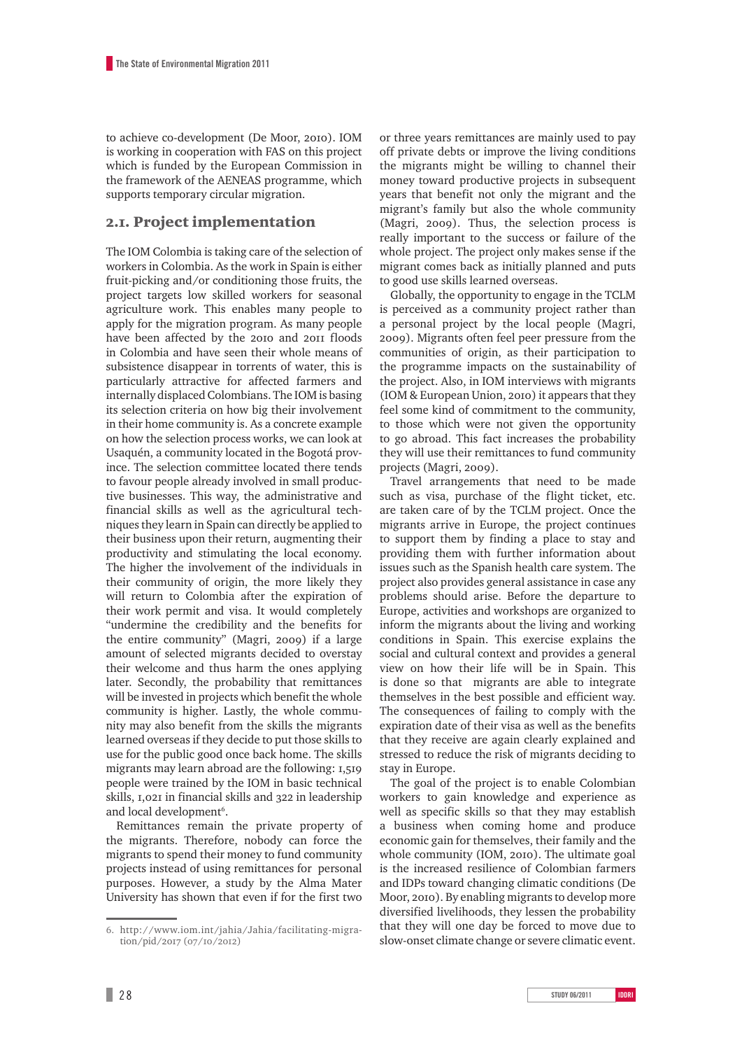to achieve co-development (De Moor, 2010). IOM is working in cooperation with FAS on this project which is funded by the European Commission in the framework of the AENEAS programme, which supports temporary circular migration.

## 2.1. Project implementation

The IOM Colombia is taking care of the selection of workers in Colombia. As the work in Spain is either fruit-picking and/or conditioning those fruits, the project targets low skilled workers for seasonal agriculture work. This enables many people to apply for the migration program. As many people have been affected by the 2010 and 2011 floods in Colombia and have seen their whole means of subsistence disappear in torrents of water, this is particularly attractive for affected farmers and internally displaced Colombians. The IOM is basing its selection criteria on how big their involvement in their home community is. As a concrete example on how the selection process works, we can look at Usaquén, a community located in the Bogotá province. The selection committee located there tends to favour people already involved in small productive businesses. This way, the administrative and financial skills as well as the agricultural techniques they learn in Spain can directly be applied to their business upon their return, augmenting their productivity and stimulating the local economy. The higher the involvement of the individuals in their community of origin, the more likely they will return to Colombia after the expiration of their work permit and visa. It would completely "undermine the credibility and the benefits for the entire community" (Magri, 2009) if a large amount of selected migrants decided to overstay their welcome and thus harm the ones applying later. Secondly, the probability that remittances will be invested in projects which benefit the whole community is higher. Lastly, the whole community may also benefit from the skills the migrants learned overseas if they decide to put those skills to use for the public good once back home. The skills migrants may learn abroad are the following: 1,519 people were trained by the IOM in basic technical skills, 1,021 in financial skills and 322 in leadership and local development[6].

Remittances remain the private property of the migrants. Therefore, nobody can force the migrants to spend their money to fund community projects instead of using remittances for personal purposes. However, a study by the Alma Mater University has shown that even if for the first two or three years remittances are mainly used to pay off private debts or improve the living conditions the migrants might be willing to channel their money toward productive projects in subsequent years that benefit not only the migrant and the migrant's family but also the whole community (Magri, 2009). Thus, the selection process is really important to the success or failure of the whole project. The project only makes sense if the migrant comes back as initially planned and puts to good use skills learned overseas.

Globally, the opportunity to engage in the TCLM is perceived as a community project rather than a personal project by the local people (Magri, 2009). Migrants often feel peer pressure from the communities of origin, as their participation to the programme impacts on the sustainability of the project. Also, in IOM interviews with migrants (IOM & European Union, 2010) it appears that they feel some kind of commitment to the community, to those which were not given the opportunity to go abroad. This fact increases the probability they will use their remittances to fund community projects (Magri, 2009).

Travel arrangements that need to be made such as visa, purchase of the flight ticket, etc. are taken care of by the TCLM project. Once the migrants arrive in Europe, the project continues to support them by finding a place to stay and providing them with further information about issues such as the Spanish health care system. The project also provides general assistance in case any problems should arise. Before the departure to Europe, activities and workshops are organized to inform the migrants about the living and working conditions in Spain. This exercise explains the social and cultural context and provides a general view on how their life will be in Spain. This is done so that migrants are able to integrate themselves in the best possible and efficient way. The consequences of failing to comply with the expiration date of their visa as well as the benefits that they receive are again clearly explained and stressed to reduce the risk of migrants deciding to stay in Europe.

The goal of the project is to enable Colombian workers to gain knowledge and experience as well as specific skills so that they may establish a business when coming home and produce economic gain for themselves, their family and the whole community (IOM, 2010). The ultimate goal is the increased resilience of Colombian farmers and IDPs toward changing climatic conditions (De Moor, 2010). By enabling migrants to develop more diversified livelihoods, they lessen the probability that they will one day be forced to move due to slow-onset climate change or severe climatic event.

6. http://www.iom.int/jahia/Jahia/facilitating-migration/pid/2017 (07/10/2012)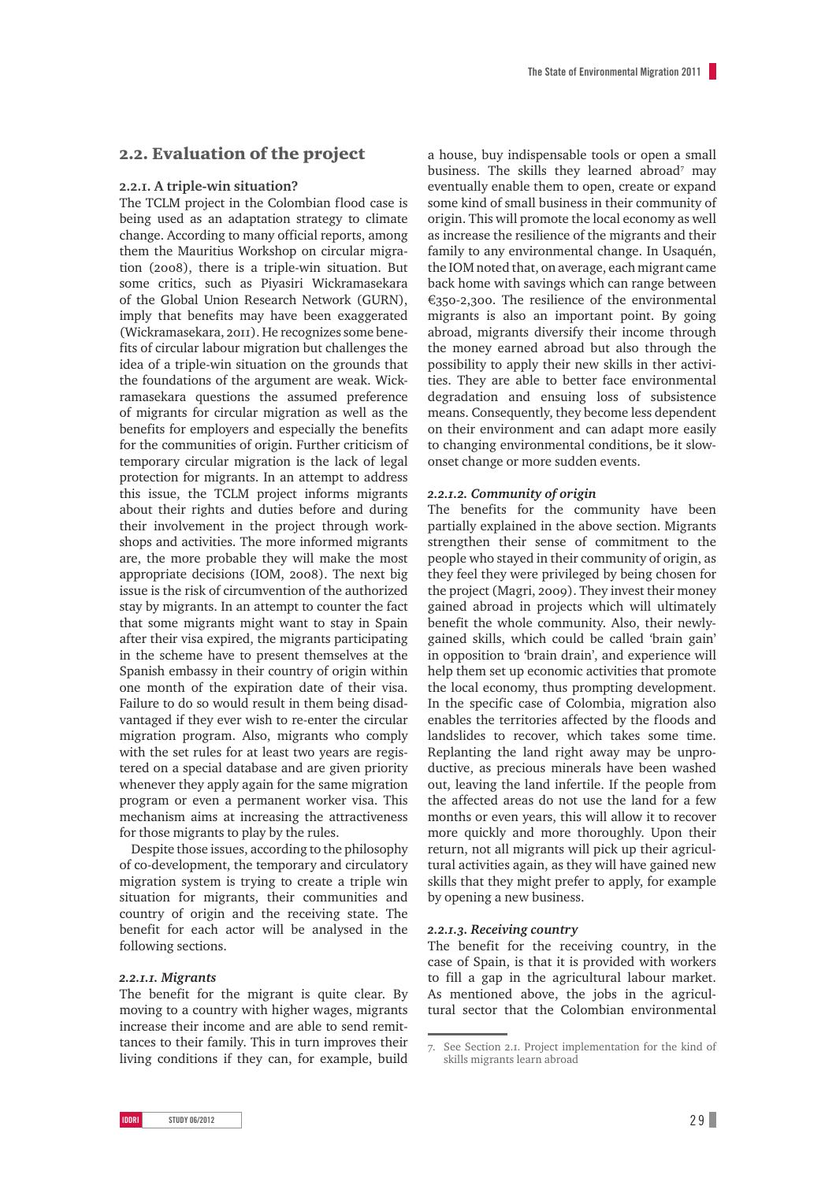## 2.2. Evaluation of the project

### 2.2.1. A triple-win situation?

The TCLM project in the Colombian flood case is being used as an adaptation strategy to climate change. According to many official reports, among them the Mauritius Workshop on circular migration (2008), there is a triple-win situation. But some critics, such as Piyasiri Wickramasekara of the Global Union Research Network (GURN), imply that benefits may have been exaggerated (Wickramasekara, 2011). He recognizes some benefits of circular labour migration but challenges the idea of a triple-win situation on the grounds that the foundations of the argument are weak. Wickramasekara questions the assumed preference of migrants for circular migration as well as the benefits for employers and especially the benefits for the communities of origin. Further criticism of temporary circular migration is the lack of legal protection for migrants. In an attempt to address this issue, the TCLM project informs migrants about their rights and duties before and during their involvement in the project through workshops and activities. The more informed migrants are, the more probable they will make the most appropriate decisions (IOM, 2008). The next big issue is the risk of circumvention of the authorized stay by migrants. In an attempt to counter the fact that some migrants might want to stay in Spain after their visa expired, the migrants participating in the scheme have to present themselves at the Spanish embassy in their country of origin within one month of the expiration date of their visa. Failure to do so would result in them being disadvantaged if they ever wish to re-enter the circular migration program. Also, migrants who comply with the set rules for at least two years are registered on a special database and are given priority whenever they apply again for the same migration program or even a permanent worker visa. This mechanism aims at increasing the attractiveness for those migrants to play by the rules.

Despite those issues, according to the philosophy of co-development, the temporary and circulatory migration system is trying to create a triple win situation for migrants, their communities and country of origin and the receiving state. The benefit for each actor will be analysed in the following sections.

#### *2.2.1.1. Migrants*

The benefit for the migrant is quite clear. By moving to a country with higher wages, migrants increase their income and are able to send remittances to their family. This in turn improves their living conditions if they can, for example, build a house, buy indispensable tools or open a small business. The skills they learned abroad[7] may eventually enable them to open, create or expand some kind of small business in their community of origin. This will promote the local economy as well as increase the resilience of the migrants and their family to any environmental change. In Usaquén, the IOM noted that, on average, each migrant came back home with savings which can range between €350-2,300. The resilience of the environmental migrants is also an important point. By going abroad, migrants diversify their income through the money earned abroad but also through the possibility to apply their new skills in ther activities. They are able to better face environmental degradation and ensuing loss of subsistence means. Consequently, they become less dependent on their environment and can adapt more easily to changing environmental conditions, be it slow-onset change or more sudden events.

#### *2.2.1.2. Community of origin*

The benefits for the community have been partially explained in the above section. Migrants strengthen their sense of commitment to the people who stayed in their community of origin, as they feel they were privileged by being chosen for the project (Magri, 2009). They invest their money gained abroad in projects which will ultimately benefit the whole community. Also, their newly-gained skills, which could be called 'brain gain' in opposition to 'brain drain', and experience will help them set up economic activities that promote the local economy, thus prompting development. In the specific case of Colombia, migration also enables the territories affected by the floods and landslides to recover, which takes some time. Replanting the land right away may be unproductive, as precious minerals have been washed out, leaving the land infertile. If the people from the affected areas do not use the land for a few months or even years, this will allow it to recover more quickly and more thoroughly. Upon their return, not all migrants will pick up their agricultural activities again, as they will have gained new skills that they might prefer to apply, for example by opening a new business.

#### *2.2.1.3. Receiving country*

The benefit for the receiving country, in the case of Spain, is that it is provided with workers to fill a gap in the agricultural labour market. As mentioned above, the jobs in the agricultural sector that the Colombian environmental

7. See Section 2.1. Project implementation for the kind of skills migrants learn abroad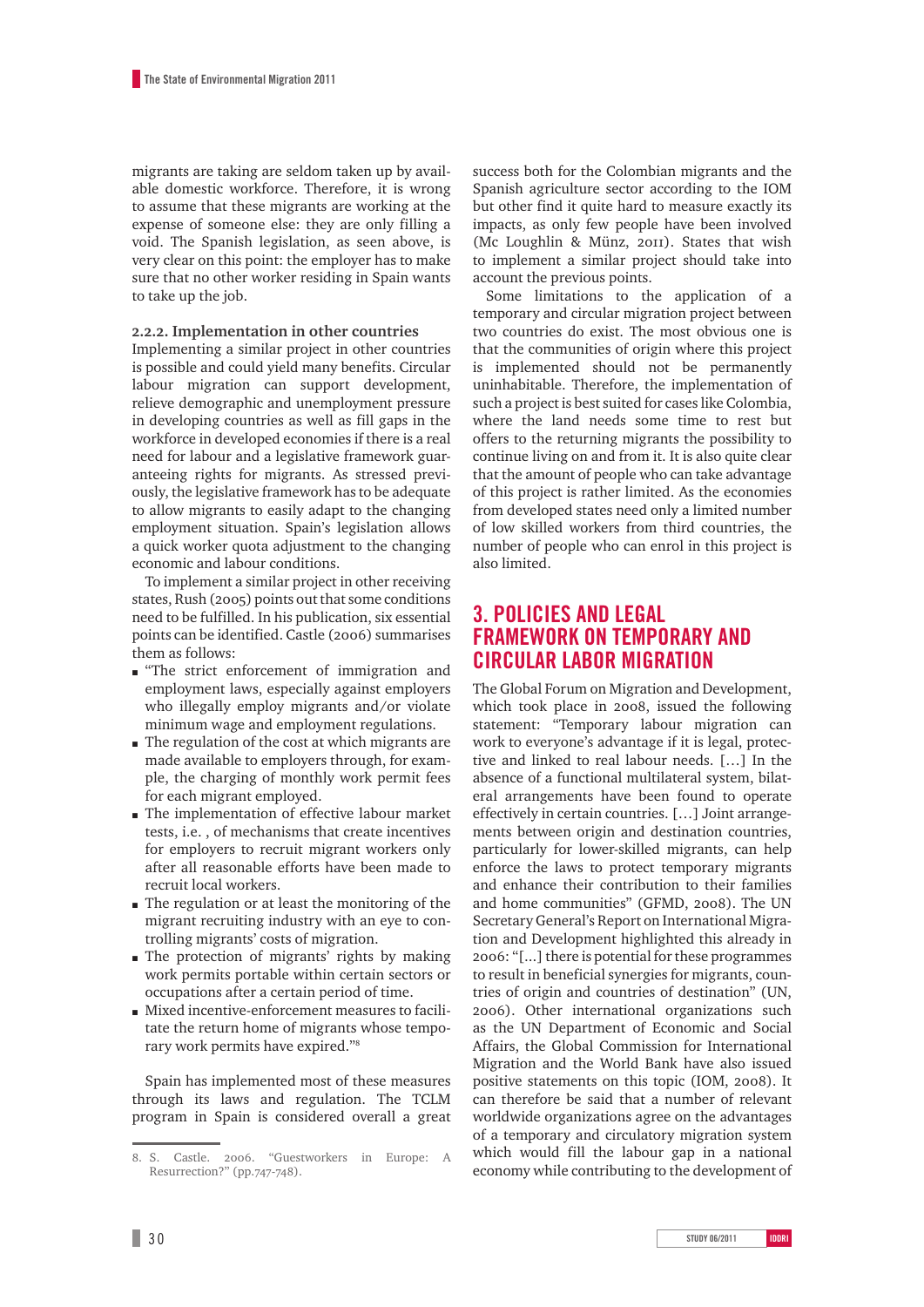migrants are taking are seldom taken up by available domestic workforce. Therefore, it is wrong to assume that these migrants are working at the expense of someone else: they are only filling a void. The Spanish legislation, as seen above, is very clear on this point: the employer has to make sure that no other worker residing in Spain wants to take up the job.

### 2.2.2. Implementation in other countries

Implementing a similar project in other countries is possible and could yield many benefits. Circular labour migration can support development, relieve demographic and unemployment pressure in developing countries as well as fill gaps in the workforce in developed economies if there is a real need for labour and a legislative framework guaranteeing rights for migrants. As stressed previously, the legislative framework has to be adequate to allow migrants to easily adapt to the changing employment situation. Spain's legislation allows a quick worker quota adjustment to the changing economic and labour conditions.

To implement a similar project in other receiving states, Rush (2005) points out that some conditions need to be fulfilled. In his publication, six essential points can be identified. Castle (2006) summarises them as follows:

- "The strict enforcement of immigration and employment laws, especially against employers who illegally employ migrants and/or violate minimum wage and employment regulations.
- The regulation of the cost at which migrants are made available to employers through, for example, the charging of monthly work permit fees for each migrant employed.
- The implementation of effective labour market tests, i.e. , of mechanisms that create incentives for employers to recruit migrant workers only after all reasonable efforts have been made to recruit local workers.
- The regulation or at least the monitoring of the migrant recruiting industry with an eye to controlling migrants' costs of migration.
- The protection of migrants' rights by making work permits portable within certain sectors or occupations after a certain period of time.
- Mixed incentive-enforcement measures to facilitate the return home of migrants whose temporary work permits have expired."[8]

Spain has implemented most of these measures through its laws and regulation. The TCLM program in Spain is considered overall a great success both for the Colombian migrants and the Spanish agriculture sector according to the IOM but other find it quite hard to measure exactly its impacts, as only few people have been involved (Mc Loughlin & Münz, 2011). States that wish to implement a similar project should take into account the previous points.

Some limitations to the application of a temporary and circular migration project between two countries do exist. The most obvious one is that the communities of origin where this project is implemented should not be permanently uninhabitable. Therefore, the implementation of such a project is best suited for cases like Colombia, where the land needs some time to rest but offers to the returning migrants the possibility to continue living on and from it. It is also quite clear that the amount of people who can take advantage of this project is rather limited. As the economies from developed states need only a limited number of low skilled workers from third countries, the number of people who can enrol in this project is also limited.

## 3. POLICIES AND LEGAL FRAMEWORK ON TEMPORARY AND CIRCULAR LABOR MIGRATION

The Global Forum on Migration and Development, which took place in 2008, issued the following statement: "Temporary labour migration can work to everyone's advantage if it is legal, protective and linked to real labour needs. [...] In the absence of a functional multilateral system, bilateral arrangements have been found to operate effectively in certain countries. [...] Joint arrangements between origin and destination countries, particularly for lower-skilled migrants, can help enforce the laws to protect temporary migrants and enhance their contribution to their families and home communities" (GFMD, 2008). The UN Secretary General's Report on International Migration and Development highlighted this already in 2006: "[...] there is potential for these programmes to result in beneficial synergies for migrants, countries of origin and countries of destination" (UN, 2006). Other international organizations such as the UN Department of Economic and Social Affairs, the Global Commission for International Migration and the World Bank have also issued positive statements on this topic (IOM, 2008). It can therefore be said that a number of relevant worldwide organizations agree on the advantages of a temporary and circulatory migration system which would fill the labour gap in a national economy while contributing to the development of

8. S. Castle. 2006. "Guestworkers in Europe: A Resurrection?" (pp.747-748).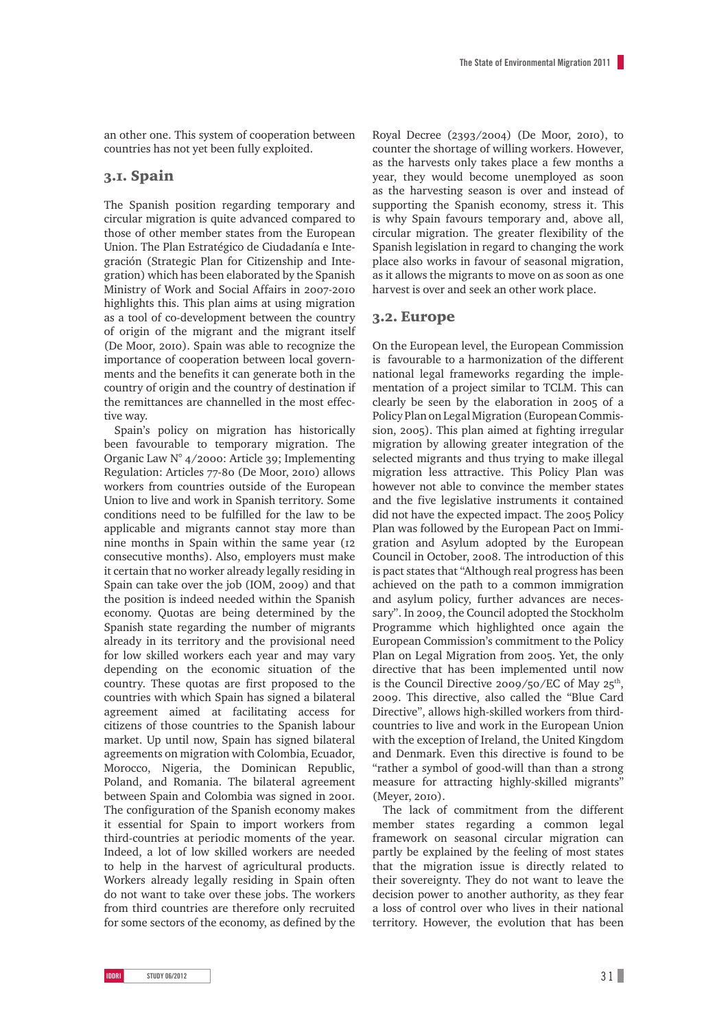an other one. This system of cooperation between countries has not yet been fully exploited.

## 3.1. Spain

The Spanish position regarding temporary and circular migration is quite advanced compared to those of other member states from the European Union. The Plan Estratégico de Ciudadanía e Integración (Strategic Plan for Citizenship and Integration) which has been elaborated by the Spanish Ministry of Work and Social Affairs in 2007-2010 highlights this. This plan aims at using migration as a tool of co-development between the country of origin of the migrant and the migrant itself (De Moor, 2010). Spain was able to recognize the importance of cooperation between local governments and the benefits it can generate both in the country of origin and the country of destination if the remittances are channelled in the most effective way.

Spain's policy on migration has historically been favourable to temporary migration. The Organic Law N° 4/2000: Article 39; Implementing Regulation: Articles 77-80 (De Moor, 2010) allows workers from countries outside of the European Union to live and work in Spanish territory. Some conditions need to be fulfilled for the law to be applicable and migrants cannot stay more than nine months in Spain within the same year (12 consecutive months). Also, employers must make it certain that no worker already legally residing in Spain can take over the job (IOM, 2009) and that the position is indeed needed within the Spanish economy. Quotas are being determined by the Spanish state regarding the number of migrants already in its territory and the provisional need for low skilled workers each year and may vary depending on the economic situation of the country. These quotas are first proposed to the countries with which Spain has signed a bilateral agreement aimed at facilitating access for citizens of those countries to the Spanish labour market. Up until now, Spain has signed bilateral agreements on migration with Colombia, Ecuador, Morocco, Nigeria, the Dominican Republic, Poland, and Romania. The bilateral agreement between Spain and Colombia was signed in 2001. The configuration of the Spanish economy makes it essential for Spain to import workers from third-countries at periodic moments of the year. Indeed, a lot of low skilled workers are needed to help in the harvest of agricultural products. Workers already legally residing in Spain often do not want to take over these jobs. The workers from third countries are therefore only recruited for some sectors of the economy, as defined by the Royal Decree (2393/2004) (De Moor, 2010), to counter the shortage of willing workers. However, as the harvests only takes place a few months a year, they would become unemployed as soon as the harvesting season is over and instead of supporting the Spanish economy, stress it. This is why Spain favours temporary and, above all, circular migration. The greater flexibility of the Spanish legislation in regard to changing the work place also works in favour of seasonal migration, as it allows the migrants to move on as soon as one harvest is over and seek an other work place.

## 3.2. Europe

On the European level, the European Commission is favourable to a harmonization of the different national legal frameworks regarding the implementation of a project similar to TCLM. This can clearly be seen by the elaboration in 2005 of a Policy Plan on Legal Migration (European Commission, 2005). This plan aimed at fighting irregular migration by allowing greater integration of the selected migrants and thus trying to make illegal migration less attractive. This Policy Plan was however not able to convince the member states and the five legislative instruments it contained did not have the expected impact. The 2005 Policy Plan was followed by the European Pact on Immigration and Asylum adopted by the European Council in October, 2008. The introduction of this is pact states that "Although real progress has been achieved on the path to a common immigration and asylum policy, further advances are necessary". In 2009, the Council adopted the Stockholm Programme which highlighted once again the European Commission's commitment to the Policy Plan on Legal Migration from 2005. Yet, the only directive that has been implemented until now is the Council Directive 2009/50/EC of May 25th, 2009. This directive, also called the "Blue Card Directive", allows high-skilled workers from third-countries to live and work in the European Union with the exception of Ireland, the United Kingdom and Denmark. Even this directive is found to be "rather a symbol of good-will than than a strong measure for attracting highly-skilled migrants" (Meyer, 2010).

The lack of commitment from the different member states regarding a common legal framework on seasonal circular migration can partly be explained by the feeling of most states that the migration issue is directly related to their sovereignty. They do not want to leave the decision power to another authority, as they fear a loss of control over who lives in their national territory. However, the evolution that has been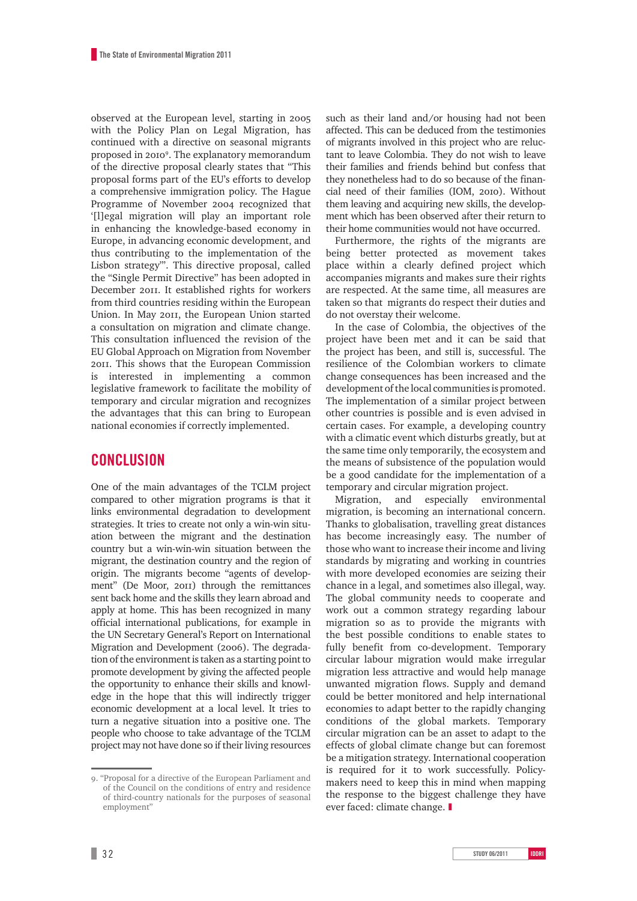observed at the European level, starting in 2005 with the Policy Plan on Legal Migration, has continued with a directive on seasonal migrants proposed in 2010[9]. The explanatory memorandum of the directive proposal clearly states that "This proposal forms part of the EU's efforts to develop a comprehensive immigration policy. The Hague Programme of November 2004 recognized that '[l]egal migration will play an important role in enhancing the knowledge-based economy in Europe, in advancing economic development, and thus contributing to the implementation of the Lisbon strategy'". This directive proposal, called the "Single Permit Directive" has been adopted in December 2011. It established rights for workers from third countries residing within the European Union. In May 2011, the European Union started a consultation on migration and climate change. This consultation influenced the revision of the EU Global Approach on Migration from November 2011. This shows that the European Commission is interested in implementing a common legislative framework to facilitate the mobility of temporary and circular migration and recognizes the advantages that this can bring to European national economies if correctly implemented.

## CONCLUSION

One of the main advantages of the TCLM project compared to other migration programs is that it links environmental degradation to development strategies. It tries to create not only a win-win situation between the migrant and the destination country but a win-win-win situation between the migrant, the destination country and the region of origin. The migrants become "agents of development" (De Moor, 2011) through the remittances sent back home and the skills they learn abroad and apply at home. This has been recognized in many official international publications, for example in the UN Secretary General's Report on International Migration and Development (2006). The degradation of the environment is taken as a starting point to promote development by giving the affected people the opportunity to enhance their skills and knowledge in the hope that this will indirectly trigger economic development at a local level. It tries to turn a negative situation into a positive one. The people who choose to take advantage of the TCLM project may not have done so if their living resources such as their land and/or housing had not been affected. This can be deduced from the testimonies of migrants involved in this project who are reluctant to leave Colombia. They do not wish to leave their families and friends behind but confess that they nonetheless had to do so because of the financial need of their families (IOM, 2010). Without them leaving and acquiring new skills, the development which has been observed after their return to their home communities would not have occurred.

Furthermore, the rights of the migrants are being better protected as movement takes place within a clearly defined project which accompanies migrants and makes sure their rights are respected. At the same time, all measures are taken so that migrants do respect their duties and do not overstay their welcome.

In the case of Colombia, the objectives of the project have been met and it can be said that the project has been, and still is, successful. The resilience of the Colombian workers to climate change consequences has been increased and the development of the local communities is promoted. The implementation of a similar project between other countries is possible and is even advised in certain cases. For example, a developing country with a climatic event which disturbs greatly, but at the same time only temporarily, the ecosystem and the means of subsistence of the population would be a good candidate for the implementation of a temporary and circular migration project.

Migration, and especially environmental migration, is becoming an international concern. Thanks to globalisation, travelling great distances has become increasingly easy. The number of those who want to increase their income and living standards by migrating and working in countries with more developed economies are seizing their chance in a legal, and sometimes also illegal, way. The global community needs to cooperate and work out a common strategy regarding labour migration so as to provide the migrants with the best possible conditions to enable states to fully benefit from co-development. Temporary circular labour migration would make irregular migration less attractive and would help manage unwanted migration flows. Supply and demand could be better monitored and help international economies to adapt better to the rapidly changing conditions of the global markets. Temporary circular migration can be an asset to adapt to the effects of global climate change but can foremost be a mitigation strategy. International cooperation is required for it to work successfully. Policy-makers need to keep this in mind when mapping the response to the biggest challenge they have ever faced: climate change.

---

9. "Proposal for a directive of the European Parliament and of the Council on the conditions of entry and residence of third-country nationals for the purposes of seasonal employment"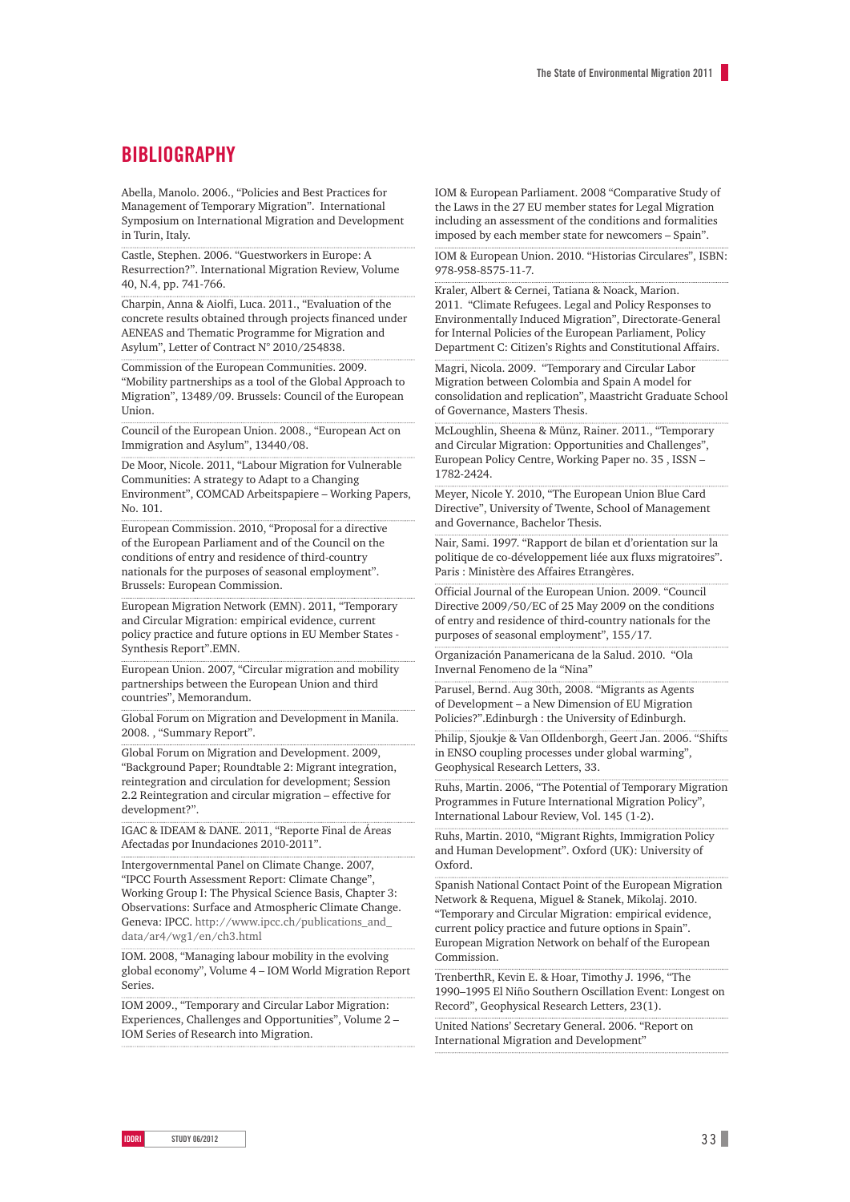# BIBLIOGRAPHY

Abella, Manolo. 2006., "Policies and Best Practices for Management of Temporary Migration". International Symposium on International Migration and Development in Turin, Italy.

Castle, Stephen. 2006. "Guestworkers in Europe: A Resurrection?". International Migration Review, Volume 40, N.4, pp. 741-766.

Charpin, Anna & Aiolfi, Luca. 2011., "Evaluation of the concrete results obtained through projects financed under AENEAS and Thematic Programme for Migration and Asylum", Letter of Contract N° 2010/254838.

Commission of the European Communities. 2009. "Mobility partnerships as a tool of the Global Approach to Migration", 13489/09. Brussels: Council of the European Union.

Council of the European Union. 2008., "European Act on Immigration and Asylum", 13440/08.

De Moor, Nicole. 2011, "Labour Migration for Vulnerable Communities: A strategy to Adapt to a Changing Environment", COMCAD Arbeitspapiere – Working Papers, No. 101.

European Commission. 2010, "Proposal for a directive of the European Parliament and of the Council on the conditions of entry and residence of third-country nationals for the purposes of seasonal employment". Brussels: European Commission.

European Migration Network (EMN). 2011, "Temporary and Circular Migration: empirical evidence, current policy practice and future options in EU Member States - Synthesis Report".EMN.

European Union. 2007, "Circular migration and mobility partnerships between the European Union and third countries", Memorandum.

Global Forum on Migration and Development in Manila. 2008. , "Summary Report".

Global Forum on Migration and Development. 2009, "Background Paper; Roundtable 2: Migrant integration, reintegration and circulation for development; Session 2.2 Reintegration and circular migration – effective for development?".

IGAC & IDEAM & DANE. 2011, "Reporte Final de Áreas Afectadas por Inundaciones 2010-2011".

Intergovernmental Panel on Climate Change. 2007, "IPCC Fourth Assessment Report: Climate Change", Working Group I: The Physical Science Basis, Chapter 3: Observations: Surface and Atmospheric Climate Change. Geneva: IPCC. http://www.ipcc.ch/publications_and_data/ar4/wg1/en/ch3.html

IOM. 2008, "Managing labour mobility in the evolving global economy", Volume 4 – IOM World Migration Report Series.

IOM 2009., "Temporary and Circular Labor Migration: Experiences, Challenges and Opportunities", Volume 2 – IOM Series of Research into Migration.

IOM & European Parliament. 2008 "Comparative Study of the Laws in the 27 EU member states for Legal Migration including an assessment of the conditions and formalities imposed by each member state for newcomers – Spain".

IOM & European Union. 2010. "Historias Circulares", ISBN: 978-958-8575-11-7.

Kraler, Albert & Cernei, Tatiana & Noack, Marion. 2011. "Climate Refugees. Legal and Policy Responses to Environmentally Induced Migration", Directorate-General for Internal Policies of the European Parliament, Policy Department C: Citizen's Rights and Constitutional Affairs.

Magri, Nicola. 2009. "Temporary and Circular Labor Migration between Colombia and Spain A model for consolidation and replication", Maastricht Graduate School of Governance, Masters Thesis.

McLoughlin, Sheena & Münz, Rainer. 2011., "Temporary and Circular Migration: Opportunities and Challenges", European Policy Centre, Working Paper no. 35 , ISSN – 1782-2424.

Meyer, Nicole Y. 2010, "The European Union Blue Card Directive", University of Twente, School of Management and Governance, Bachelor Thesis.

Nair, Sami. 1997. "Rapport de bilan et d'orientation sur la politique de co-développement liée aux fluxs migratoires". Paris : Ministère des Affaires Etrangères.

Official Journal of the European Union. 2009. "Council Directive 2009/50/EC of 25 May 2009 on the conditions of entry and residence of third-country nationals for the purposes of seasonal employment", 155/17.

Organización Panamericana de la Salud. 2010. "Ola Invernal Fenomeno de la "Nina"

Parusel, Bernd. Aug 30th, 2008. "Migrants as Agents of Development – a New Dimension of EU Migration Policies?".Edinburgh : the University of Edinburgh.

Philip, Sjoukje & Van Olldenborgh, Geert Jan. 2006. "Shifts in ENSO coupling processes under global warming", Geophysical Research Letters, 33.

Ruhs, Martin. 2006, "The Potential of Temporary Migration Programmes in Future International Migration Policy", International Labour Review, Vol. 145 (1-2).

Ruhs, Martin. 2010, "Migrant Rights, Immigration Policy and Human Development". Oxford (UK): University of Oxford.

Spanish National Contact Point of the European Migration Network & Requena, Miguel & Stanek, Mikolaj. 2010. "Temporary and Circular Migration: empirical evidence, current policy practice and future options in Spain". European Migration Network on behalf of the European Commission.

TrenberthR, Kevin E. & Hoar, Timothy J. 1996, "The 1990–1995 El Niño Southern Oscillation Event: Longest on Record", Geophysical Research Letters, 23(1).

United Nations' Secretary General. 2006. "Report on International Migration and Development"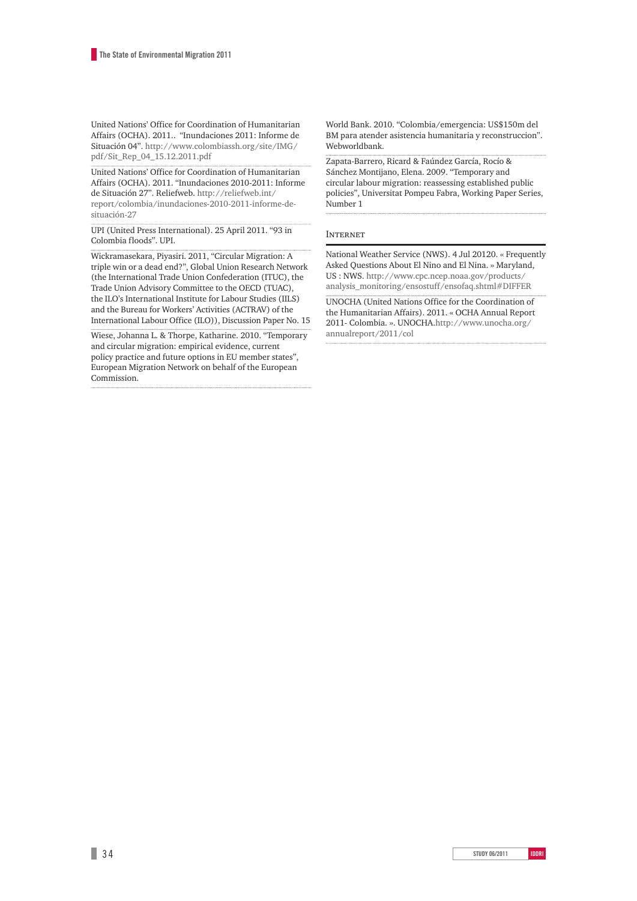United Nations' Office for Coordination of Humanitarian Affairs (OCHA). 2011.. "Inundaciones 2011: Informe de Situación 04". http://www.colombiassh.org/site/IMG/pdf/Sit_Rep_04_15.12.2011.pdf

United Nations' Office for Coordination of Humanitarian Affairs (OCHA). 2011. "Inundaciones 2010-2011: Informe de Situación 27". Reliefweb. http://reliefweb.int/report/colombia/inundaciones-2010-2011-informe-de-situación-27

UPI (United Press International). 25 April 2011. "93 in Colombia floods". UPI.

Wickramasekara, Piyasiri. 2011, "Circular Migration: A triple win or a dead end?", Global Union Research Network (the International Trade Union Confederation (ITUC), the Trade Union Advisory Committee to the OECD (TUAC), the ILO's International Institute for Labour Studies (IILS) and the Bureau for Workers' Activities (ACTRAV) of the International Labour Office (ILO)), Discussion Paper No. 15

Wiese, Johanna L. & Thorpe, Katharine. 2010. "Temporary and circular migration: empirical evidence, current policy practice and future options in EU member states", European Migration Network on behalf of the European Commission.

World Bank. 2010. "Colombia/emergencia: US$150m del BM para atender asistencia humanitaria y reconstruccion". Webworldbank.

Zapata-Barrero, Ricard & Faúndez García, Rocío & Sánchez Montijano, Elena. 2009. "Temporary and circular labour migration: reassessing established public policies", Universitat Pompeu Fabra, Working Paper Series, Number 1

## Internet

National Weather Service (NWS). 4 Jul 20120. « Frequently Asked Questions About El Nino and El Nina. » Maryland, US : NWS. http://www.cpc.ncep.noaa.gov/products/analysis_monitoring/ensostuff/ensofaq.shtml#DIFFER

UNOCHA (United Nations Office for the Coordination of the Humanitarian Affairs). 2011. « OCHA Annual Report 2011- Colombia. ». UNOCHA.http://www.unocha.org/annualreport/2011/col